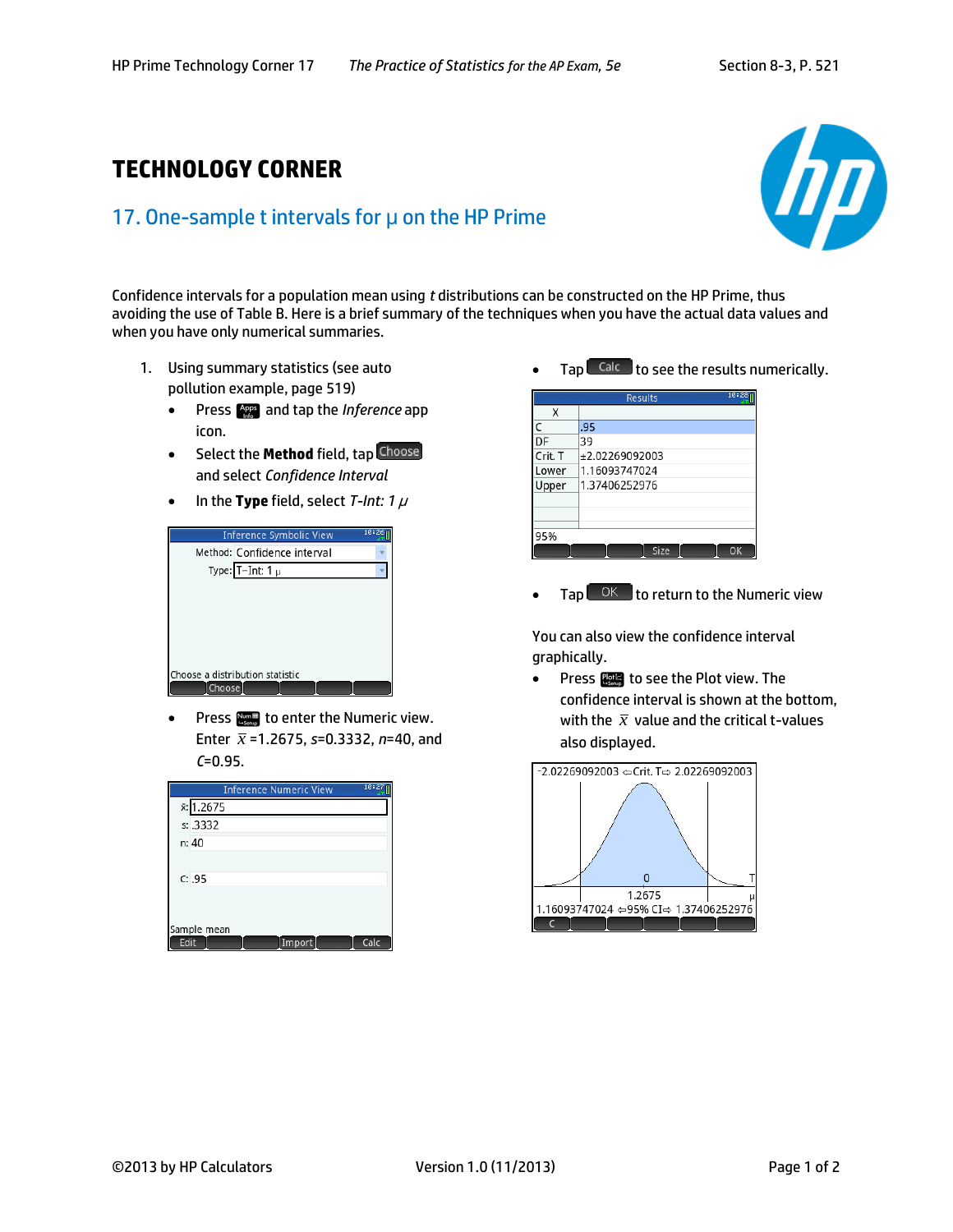# TECHNOLOGY CORNER

## 17. One-sample t intervals for μ on the HP Prime

Confidence intervals for a population mean using *t* distributions can be constructed on the HP Prime, thus avoiding the use of Table B. Here is a brief summary of the techniques when you have the actual data values and when you have only numerical summaries.

1. Using summary statistics (see auto pollution example, page 519)
   - Press Apps and tap the *Inference* app icon.
   - Select the **Method** field, tap Choose and select *Confidence Interval*
   - In the **Type** field, select *T-Int: 1 μ*
   - Press Num to enter the Numeric view. Enter $\bar{x}$ =1.2675, *s*=0.3332, *n*=40, and *C*=0.95.
   - Tap Calc to see the results numerically.
   - Tap OK to return to the Numeric view

You can also view the confidence interval graphically.

- Press Plot to see the Plot view. The confidence interval is shown at the bottom, with the $\bar{x}$ value and the critical t-values also displayed.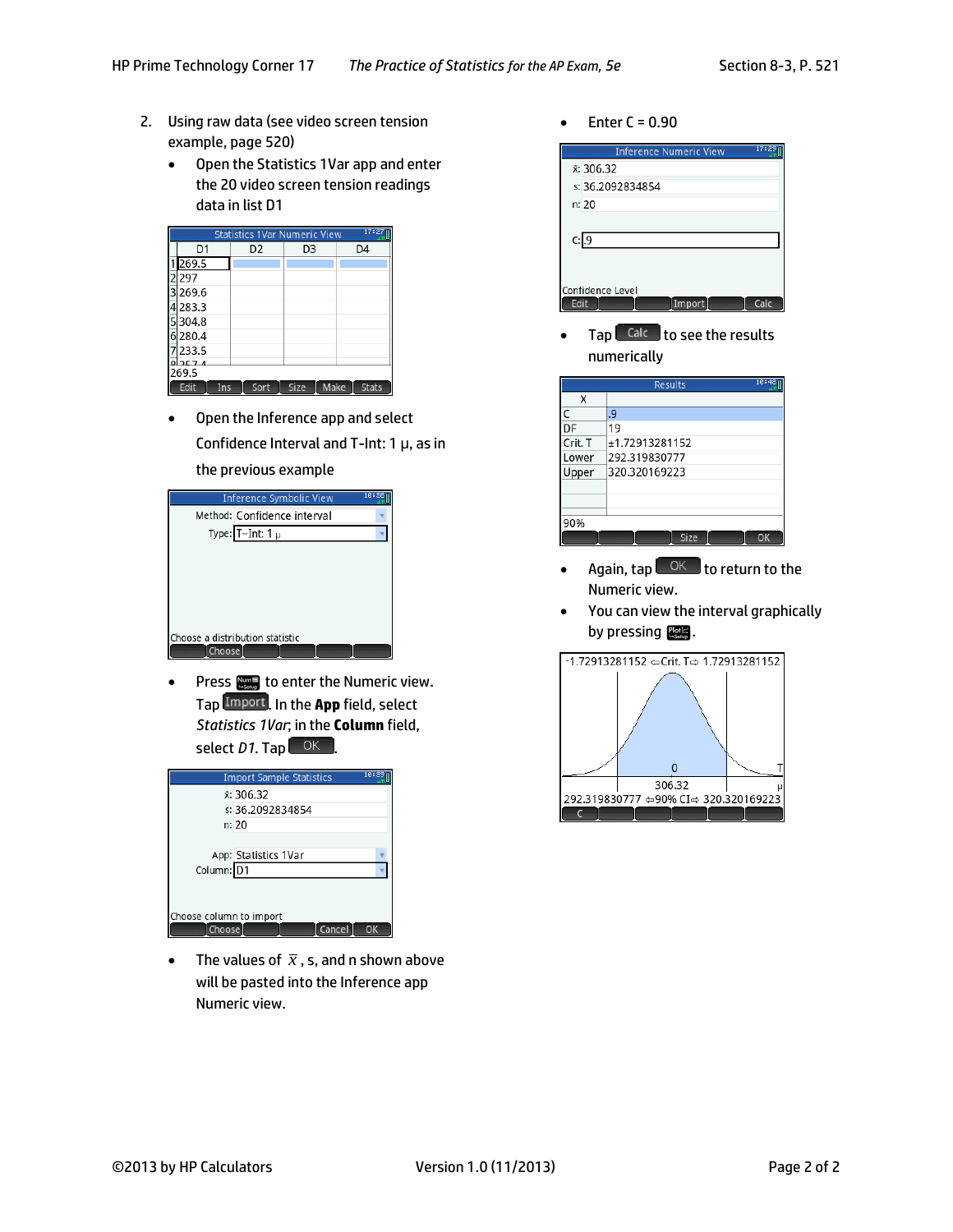2. Using raw data (see video screen tension example, page 520)
   - Open the Statistics 1Var app and enter the 20 video screen tension readings data in list D1
   - Open the Inference app and select Confidence Interval and T-Int: 1 μ, as in the previous example
   - Press Num to enter the Numeric view. Tap Import. In the **App** field, select *Statistics 1Var*; in the **Column** field, select *D1*. Tap OK.
   - The values of $\bar{x}$, s, and n shown above will be pasted into the Inference app Numeric view.
   - Enter C = 0.90
   - Tap Calc to see the results numerically
   - Again, tap OK to return to the Numeric view.
   - You can view the interval graphically by pressing Plot.